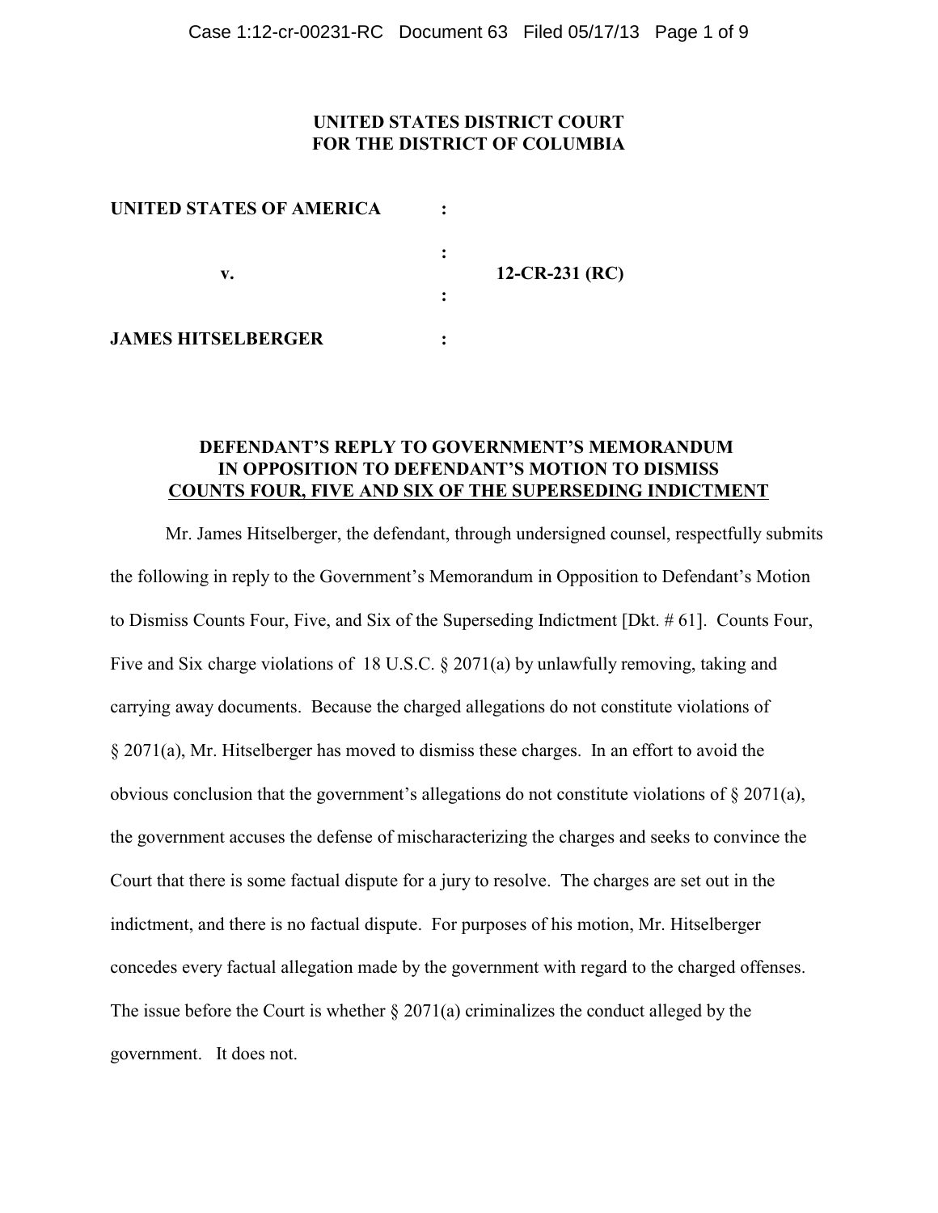**UNITED STATES DISTRICT COURT**
**FOR THE DISTRICT OF COLUMBIA**

| | | |
|---|---|---|
| **UNITED STATES OF AMERICA** | : | |
| | : | |
| **v.** | | **12-CR-231 (RC)** |
| | : | |
| **JAMES HITSELBERGER** | : | |

**DEFENDANT'S REPLY TO GOVERNMENT'S MEMORANDUM IN OPPOSITION TO DEFENDANT'S MOTION TO DISMISS COUNTS FOUR, FIVE AND SIX OF THE SUPERSEDING INDICTMENT**

Mr. James Hitselberger, the defendant, through undersigned counsel, respectfully submits the following in reply to the Government's Memorandum in Opposition to Defendant's Motion to Dismiss Counts Four, Five, and Six of the Superseding Indictment [Dkt. # 61]. Counts Four, Five and Six charge violations of 18 U.S.C. § 2071(a) by unlawfully removing, taking and carrying away documents. Because the charged allegations do not constitute violations of § 2071(a), Mr. Hitselberger has moved to dismiss these charges. In an effort to avoid the obvious conclusion that the government's allegations do not constitute violations of § 2071(a), the government accuses the defense of mischaracterizing the charges and seeks to convince the Court that there is some factual dispute for a jury to resolve. The charges are set out in the indictment, and there is no factual dispute. For purposes of his motion, Mr. Hitselberger concedes every factual allegation made by the government with regard to the charged offenses. The issue before the Court is whether § 2071(a) criminalizes the conduct alleged by the government. It does not.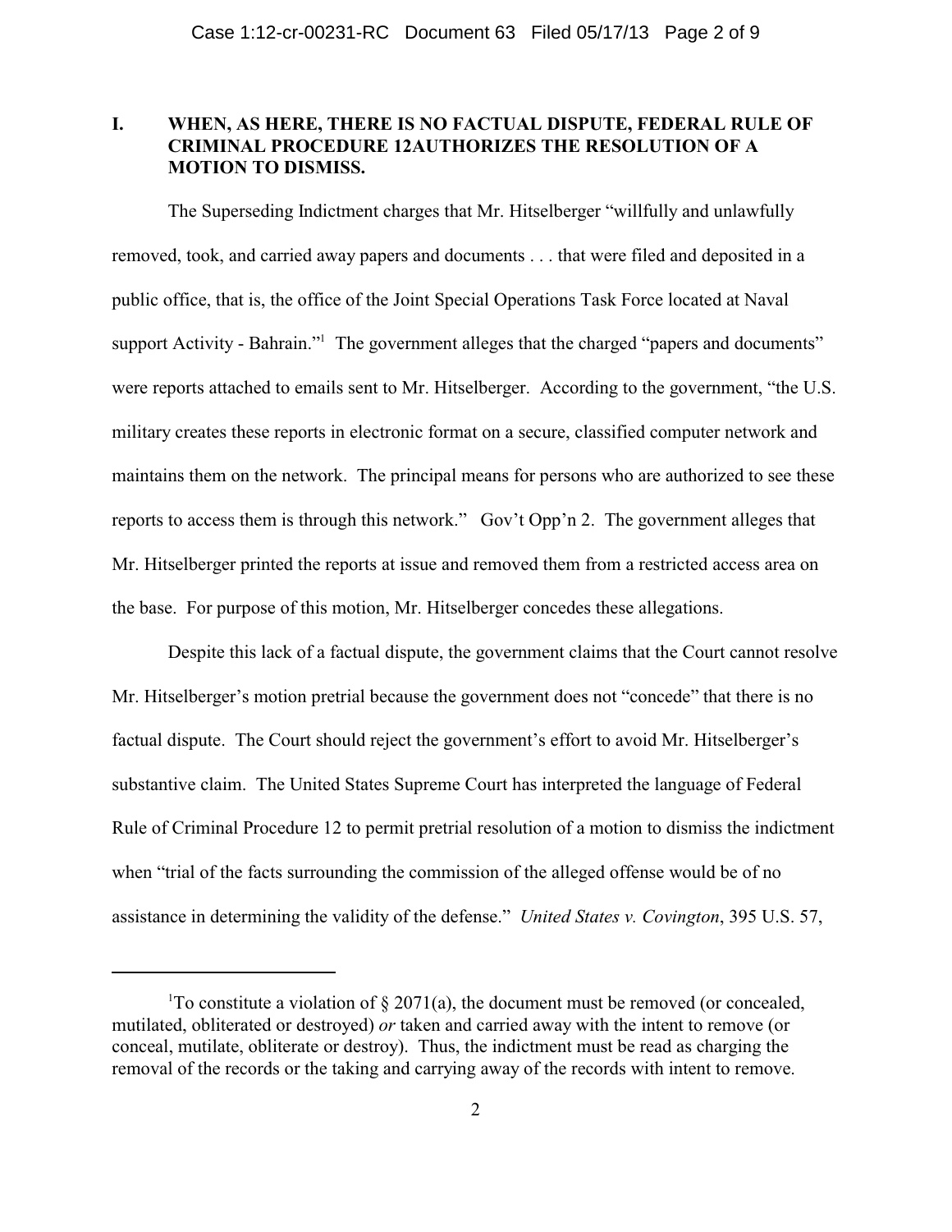## I. WHEN, AS HERE, THERE IS NO FACTUAL DISPUTE, FEDERAL RULE OF CRIMINAL PROCEDURE 12AUTHORIZES THE RESOLUTION OF A MOTION TO DISMISS.

The Superseding Indictment charges that Mr. Hitselberger "willfully and unlawfully removed, took, and carried away papers and documents . . . that were filed and deposited in a public office, that is, the office of the Joint Special Operations Task Force located at Naval support Activity - Bahrain."[1] The government alleges that the charged "papers and documents" were reports attached to emails sent to Mr. Hitselberger. According to the government, "the U.S. military creates these reports in electronic format on a secure, classified computer network and maintains them on the network. The principal means for persons who are authorized to see these reports to access them is through this network." Gov't Opp'n 2. The government alleges that Mr. Hitselberger printed the reports at issue and removed them from a restricted access area on the base. For purpose of this motion, Mr. Hitselberger concedes these allegations.

Despite this lack of a factual dispute, the government claims that the Court cannot resolve Mr. Hitselberger's motion pretrial because the government does not "concede" that there is no factual dispute. The Court should reject the government's effort to avoid Mr. Hitselberger's substantive claim. The United States Supreme Court has interpreted the language of Federal Rule of Criminal Procedure 12 to permit pretrial resolution of a motion to dismiss the indictment when "trial of the facts surrounding the commission of the alleged offense would be of no assistance in determining the validity of the defense." *United States v. Covington*, 395 U.S. 57,

---

[1] To constitute a violation of § 2071(a), the document must be removed (or concealed, mutilated, obliterated or destroyed) *or* taken and carried away with the intent to remove (or conceal, mutilate, obliterate or destroy). Thus, the indictment must be read as charging the removal of the records or the taking and carrying away of the records with intent to remove.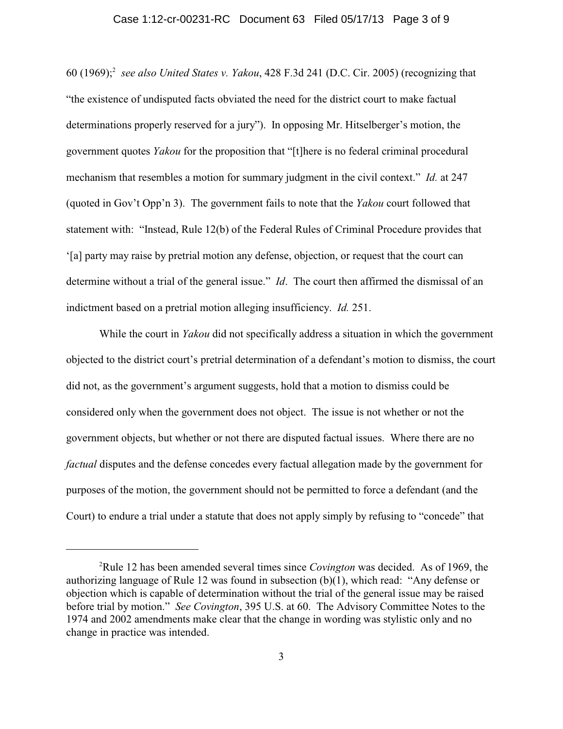60 (1969);[2] *see also United States v. Yakou*, 428 F.3d 241 (D.C. Cir. 2005) (recognizing that "the existence of undisputed facts obviated the need for the district court to make factual determinations properly reserved for a jury"). In opposing Mr. Hitselberger's motion, the government quotes *Yakou* for the proposition that "[t]here is no federal criminal procedural mechanism that resembles a motion for summary judgment in the civil context." *Id.* at 247 (quoted in Gov't Opp'n 3). The government fails to note that the *Yakou* court followed that statement with: "Instead, Rule 12(b) of the Federal Rules of Criminal Procedure provides that '[a] party may raise by pretrial motion any defense, objection, or request that the court can determine without a trial of the general issue." *Id*. The court then affirmed the dismissal of an indictment based on a pretrial motion alleging insufficiency. *Id.* 251.

While the court in *Yakou* did not specifically address a situation in which the government objected to the district court's pretrial determination of a defendant's motion to dismiss, the court did not, as the government's argument suggests, hold that a motion to dismiss could be considered only when the government does not object. The issue is not whether or not the government objects, but whether or not there are disputed factual issues. Where there are no *factual* disputes and the defense concedes every factual allegation made by the government for purposes of the motion, the government should not be permitted to force a defendant (and the Court) to endure a trial under a statute that does not apply simply by refusing to "concede" that

---

[2] Rule 12 has been amended several times since *Covington* was decided. As of 1969, the authorizing language of Rule 12 was found in subsection (b)(1), which read: "Any defense or objection which is capable of determination without the trial of the general issue may be raised before trial by motion." *See Covington*, 395 U.S. at 60. The Advisory Committee Notes to the 1974 and 2002 amendments make clear that the change in wording was stylistic only and no change in practice was intended.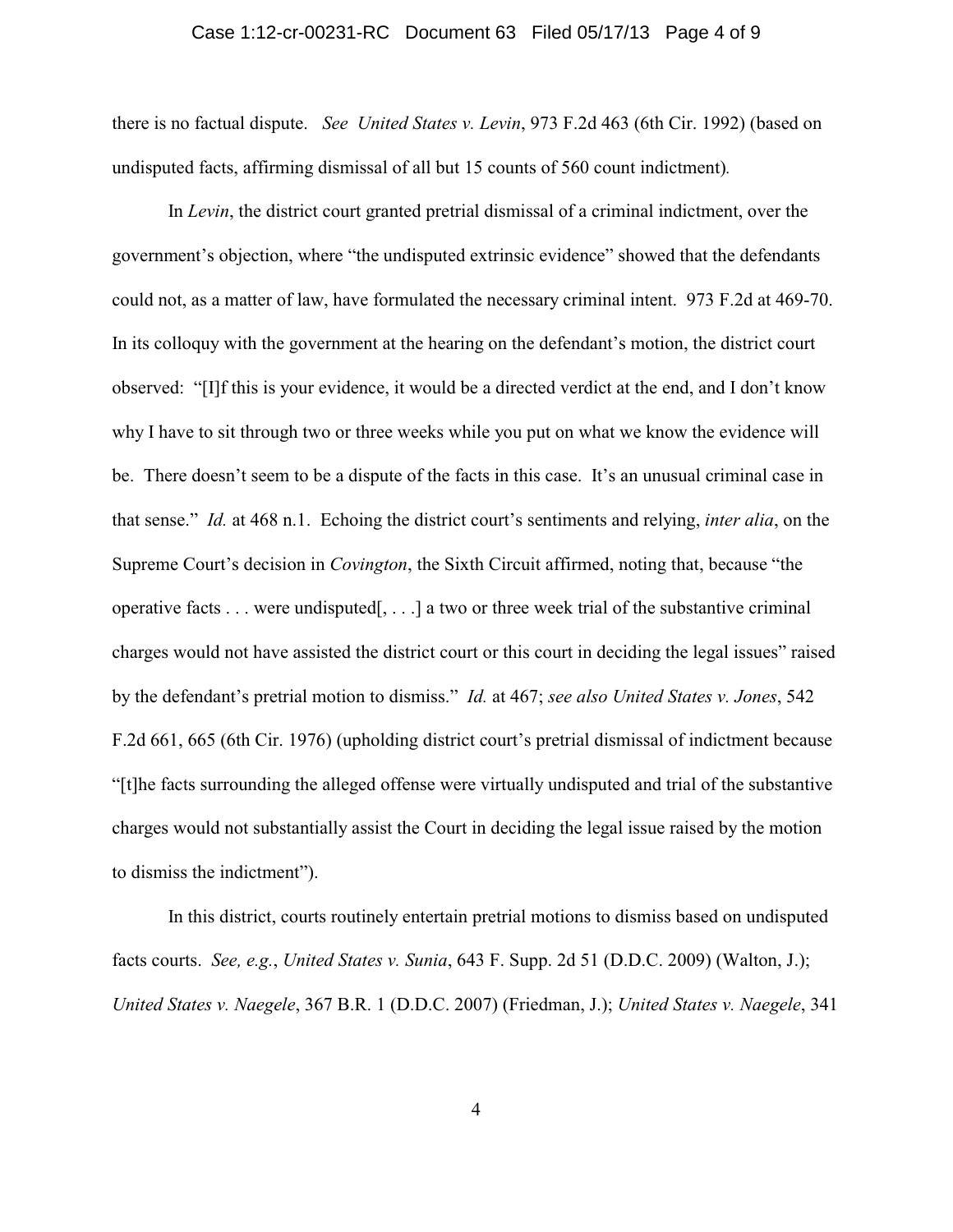there is no factual dispute. *See United States v. Levin*, 973 F.2d 463 (6th Cir. 1992) (based on undisputed facts, affirming dismissal of all but 15 counts of 560 count indictment).

In *Levin*, the district court granted pretrial dismissal of a criminal indictment, over the government's objection, where "the undisputed extrinsic evidence" showed that the defendants could not, as a matter of law, have formulated the necessary criminal intent. 973 F.2d at 469-70. In its colloquy with the government at the hearing on the defendant's motion, the district court observed: "[I]f this is your evidence, it would be a directed verdict at the end, and I don't know why I have to sit through two or three weeks while you put on what we know the evidence will be. There doesn't seem to be a dispute of the facts in this case. It's an unusual criminal case in that sense." *Id.* at 468 n.1. Echoing the district court's sentiments and relying, *inter alia*, on the Supreme Court's decision in *Covington*, the Sixth Circuit affirmed, noting that, because "the operative facts . . . were undisputed[, . . .] a two or three week trial of the substantive criminal charges would not have assisted the district court or this court in deciding the legal issues" raised by the defendant's pretrial motion to dismiss." *Id.* at 467; *see also United States v. Jones*, 542 F.2d 661, 665 (6th Cir. 1976) (upholding district court's pretrial dismissal of indictment because "[t]he facts surrounding the alleged offense were virtually undisputed and trial of the substantive charges would not substantially assist the Court in deciding the legal issue raised by the motion to dismiss the indictment").

In this district, courts routinely entertain pretrial motions to dismiss based on undisputed facts courts. *See, e.g.*, *United States v. Sunia*, 643 F. Supp. 2d 51 (D.D.C. 2009) (Walton, J.); *United States v. Naegele*, 367 B.R. 1 (D.D.C. 2007) (Friedman, J.); *United States v. Naegele*, 341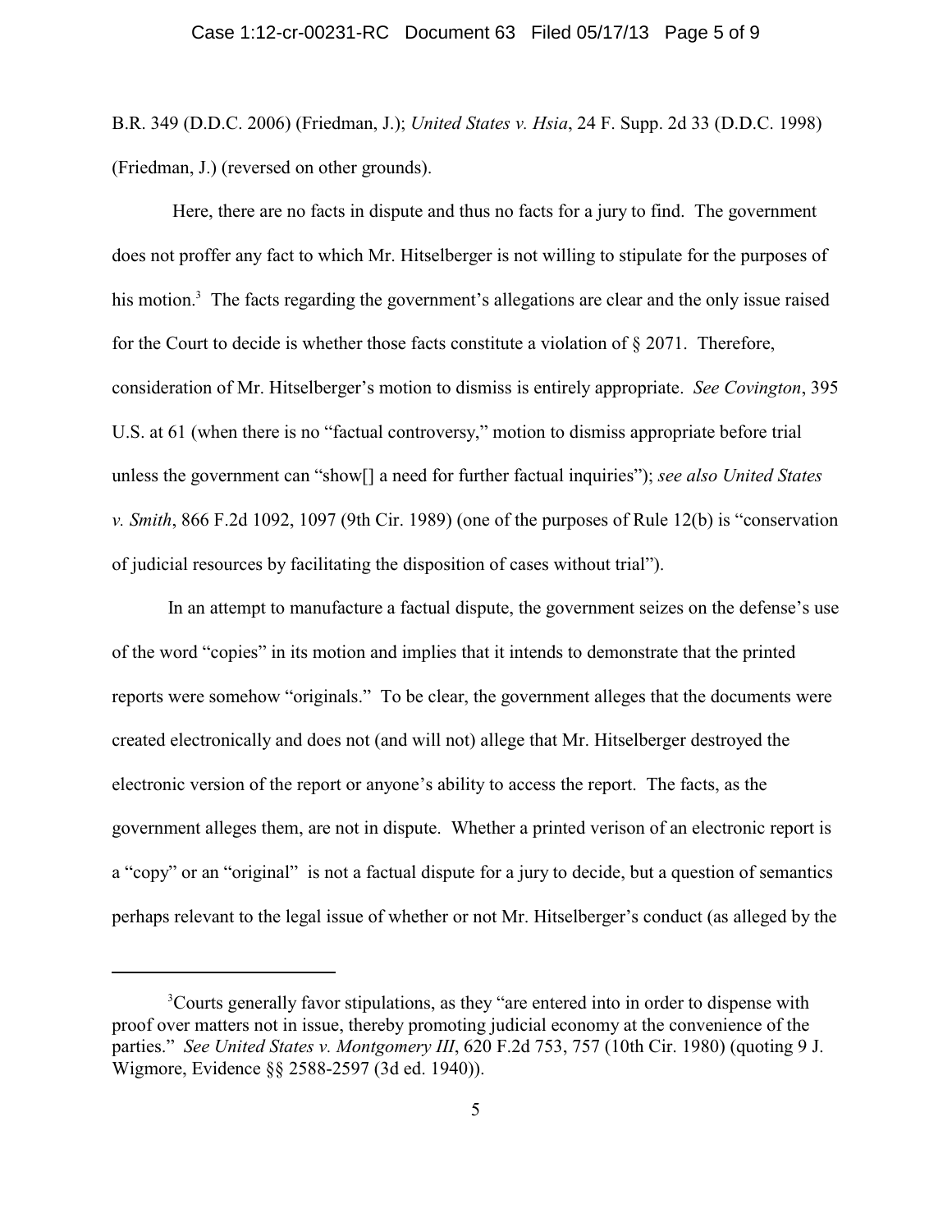B.R. 349 (D.D.C. 2006) (Friedman, J.); *United States v. Hsia*, 24 F. Supp. 2d 33 (D.D.C. 1998) (Friedman, J.) (reversed on other grounds).

Here, there are no facts in dispute and thus no facts for a jury to find. The government does not proffer any fact to which Mr. Hitselberger is not willing to stipulate for the purposes of his motion.[3] The facts regarding the government's allegations are clear and the only issue raised for the Court to decide is whether those facts constitute a violation of § 2071. Therefore, consideration of Mr. Hitselberger's motion to dismiss is entirely appropriate. *See Covington*, 395 U.S. at 61 (when there is no "factual controversy," motion to dismiss appropriate before trial unless the government can "show[] a need for further factual inquiries"); *see also United States v. Smith*, 866 F.2d 1092, 1097 (9th Cir. 1989) (one of the purposes of Rule 12(b) is "conservation of judicial resources by facilitating the disposition of cases without trial").

In an attempt to manufacture a factual dispute, the government seizes on the defense's use of the word "copies" in its motion and implies that it intends to demonstrate that the printed reports were somehow "originals." To be clear, the government alleges that the documents were created electronically and does not (and will not) allege that Mr. Hitselberger destroyed the electronic version of the report or anyone's ability to access the report. The facts, as the government alleges them, are not in dispute. Whether a printed verison of an electronic report is a "copy" or an "original" is not a factual dispute for a jury to decide, but a question of semantics perhaps relevant to the legal issue of whether or not Mr. Hitselberger's conduct (as alleged by the

---

[3]Courts generally favor stipulations, as they "are entered into in order to dispense with proof over matters not in issue, thereby promoting judicial economy at the convenience of the parties." *See United States v. Montgomery III*, 620 F.2d 753, 757 (10th Cir. 1980) (quoting 9 J. Wigmore, Evidence §§ 2588-2597 (3d ed. 1940)).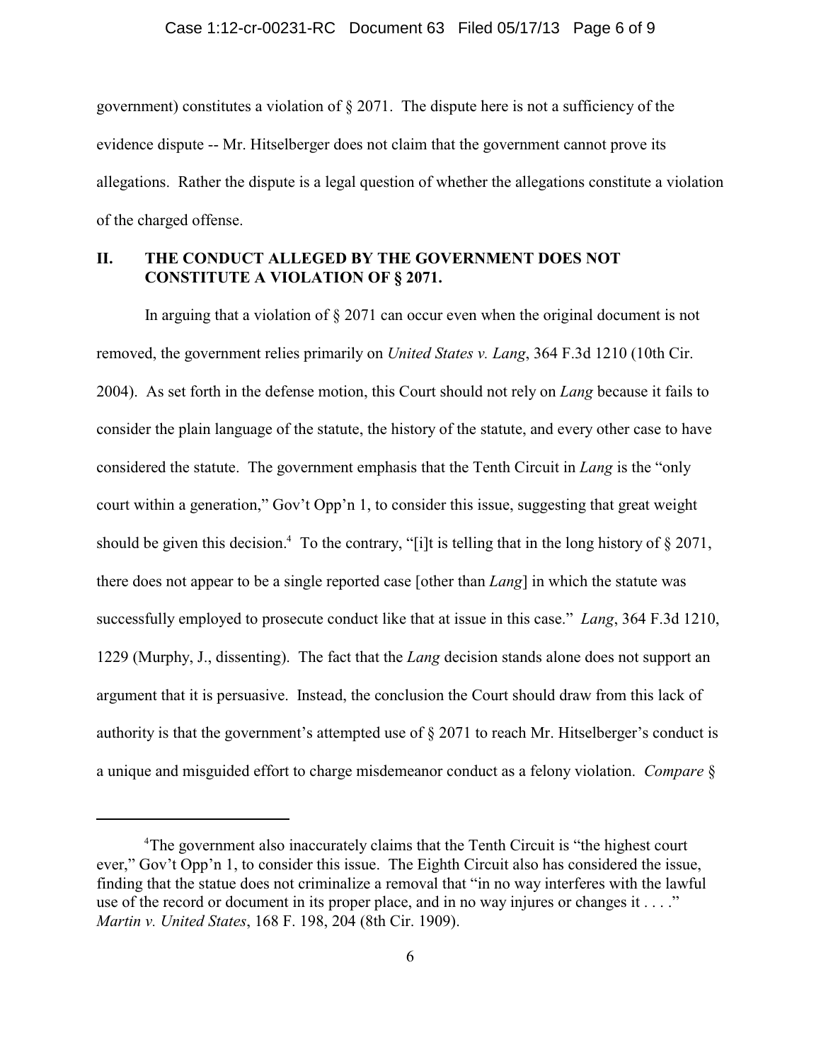government) constitutes a violation of § 2071. The dispute here is not a sufficiency of the evidence dispute -- Mr. Hitselberger does not claim that the government cannot prove its allegations. Rather the dispute is a legal question of whether the allegations constitute a violation of the charged offense.

## II. THE CONDUCT ALLEGED BY THE GOVERNMENT DOES NOT CONSTITUTE A VIOLATION OF § 2071.

In arguing that a violation of § 2071 can occur even when the original document is not removed, the government relies primarily on *United States v. Lang*, 364 F.3d 1210 (10th Cir. 2004). As set forth in the defense motion, this Court should not rely on *Lang* because it fails to consider the plain language of the statute, the history of the statute, and every other case to have considered the statute. The government emphasis that the Tenth Circuit in *Lang* is the "only court within a generation," Gov't Opp'n 1, to consider this issue, suggesting that great weight should be given this decision.[4] To the contrary, "[i]t is telling that in the long history of § 2071, there does not appear to be a single reported case [other than *Lang*] in which the statute was successfully employed to prosecute conduct like that at issue in this case." *Lang*, 364 F.3d 1210, 1229 (Murphy, J., dissenting). The fact that the *Lang* decision stands alone does not support an argument that it is persuasive. Instead, the conclusion the Court should draw from this lack of authority is that the government's attempted use of § 2071 to reach Mr. Hitselberger's conduct is a unique and misguided effort to charge misdemeanor conduct as a felony violation. *Compare* §

---

[4]The government also inaccurately claims that the Tenth Circuit is "the highest court ever," Gov't Opp'n 1, to consider this issue. The Eighth Circuit also has considered the issue, finding that the statue does not criminalize a removal that "in no way interferes with the lawful use of the record or document in its proper place, and in no way injures or changes it . . . ." *Martin v. United States*, 168 F. 198, 204 (8th Cir. 1909).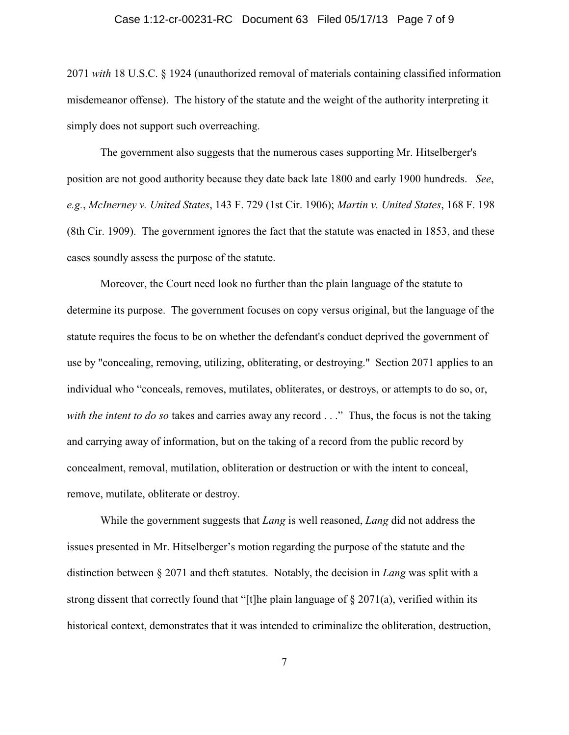2071 *with* 18 U.S.C. § 1924 (unauthorized removal of materials containing classified information misdemeanor offense). The history of the statute and the weight of the authority interpreting it simply does not support such overreaching.

The government also suggests that the numerous cases supporting Mr. Hitselberger's position are not good authority because they date back late 1800 and early 1900 hundreds. *See*, *e.g.*, *McInerney v. United States*, 143 F. 729 (1st Cir. 1906); *Martin v. United States*, 168 F. 198 (8th Cir. 1909). The government ignores the fact that the statute was enacted in 1853, and these cases soundly assess the purpose of the statute.

Moreover, the Court need look no further than the plain language of the statute to determine its purpose. The government focuses on copy versus original, but the language of the statute requires the focus to be on whether the defendant's conduct deprived the government of use by "concealing, removing, utilizing, obliterating, or destroying." Section 2071 applies to an individual who "conceals, removes, mutilates, obliterates, or destroys, or attempts to do so, or, *with the intent to do so* takes and carries away any record . . ." Thus, the focus is not the taking and carrying away of information, but on the taking of a record from the public record by concealment, removal, mutilation, obliteration or destruction or with the intent to conceal, remove, mutilate, obliterate or destroy.

While the government suggests that *Lang* is well reasoned, *Lang* did not address the issues presented in Mr. Hitselberger's motion regarding the purpose of the statute and the distinction between § 2071 and theft statutes. Notably, the decision in *Lang* was split with a strong dissent that correctly found that "[t]he plain language of § 2071(a), verified within its historical context, demonstrates that it was intended to criminalize the obliteration, destruction,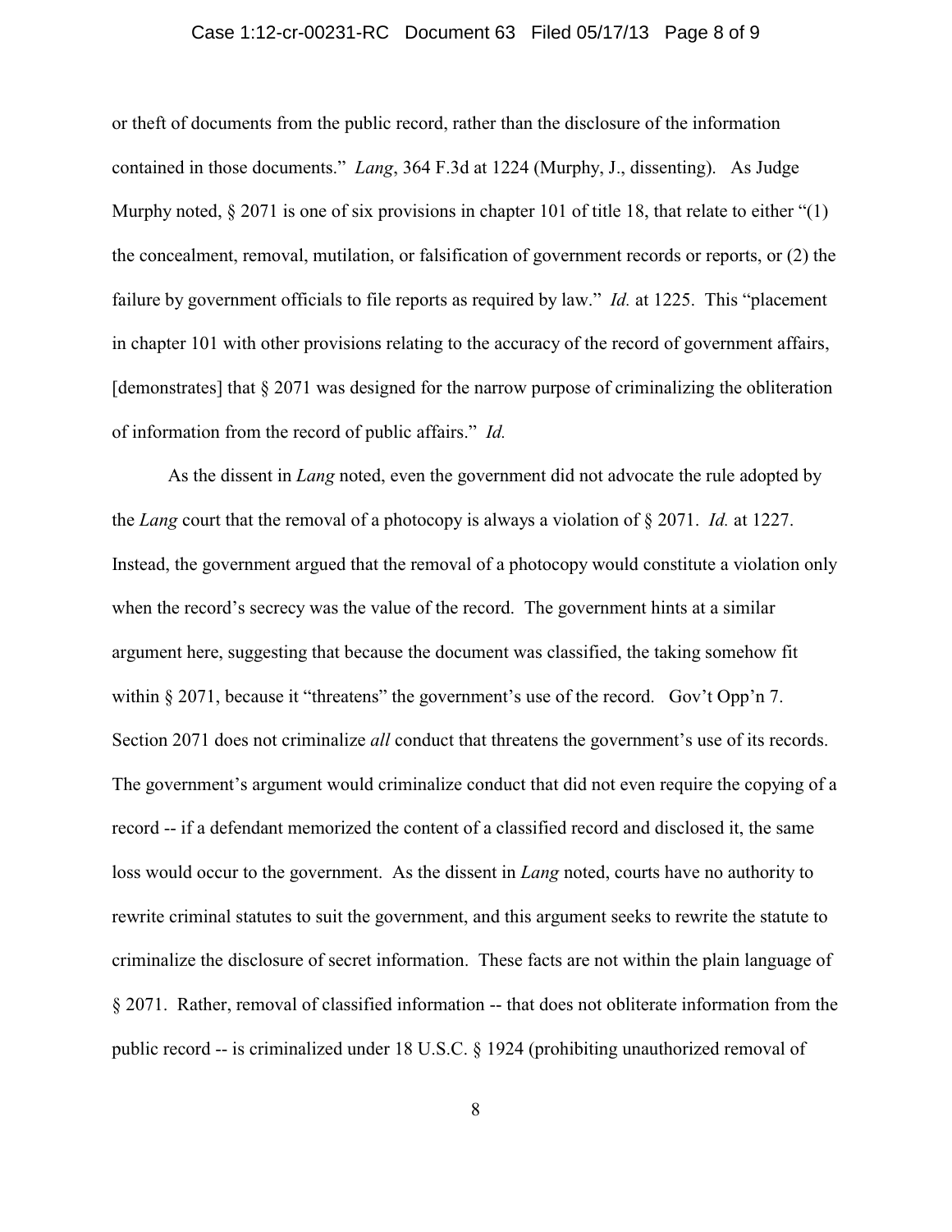or theft of documents from the public record, rather than the disclosure of the information contained in those documents." *Lang*, 364 F.3d at 1224 (Murphy, J., dissenting). As Judge Murphy noted, § 2071 is one of six provisions in chapter 101 of title 18, that relate to either "(1) the concealment, removal, mutilation, or falsification of government records or reports, or (2) the failure by government officials to file reports as required by law." *Id.* at 1225. This "placement in chapter 101 with other provisions relating to the accuracy of the record of government affairs, [demonstrates] that § 2071 was designed for the narrow purpose of criminalizing the obliteration of information from the record of public affairs." *Id.*

As the dissent in *Lang* noted, even the government did not advocate the rule adopted by the *Lang* court that the removal of a photocopy is always a violation of § 2071. *Id.* at 1227. Instead, the government argued that the removal of a photocopy would constitute a violation only when the record's secrecy was the value of the record. The government hints at a similar argument here, suggesting that because the document was classified, the taking somehow fit within § 2071, because it "threatens" the government's use of the record. Gov't Opp'n 7. Section 2071 does not criminalize *all* conduct that threatens the government's use of its records. The government's argument would criminalize conduct that did not even require the copying of a record -- if a defendant memorized the content of a classified record and disclosed it, the same loss would occur to the government. As the dissent in *Lang* noted, courts have no authority to rewrite criminal statutes to suit the government, and this argument seeks to rewrite the statute to criminalize the disclosure of secret information. These facts are not within the plain language of § 2071. Rather, removal of classified information -- that does not obliterate information from the public record -- is criminalized under 18 U.S.C. § 1924 (prohibiting unauthorized removal of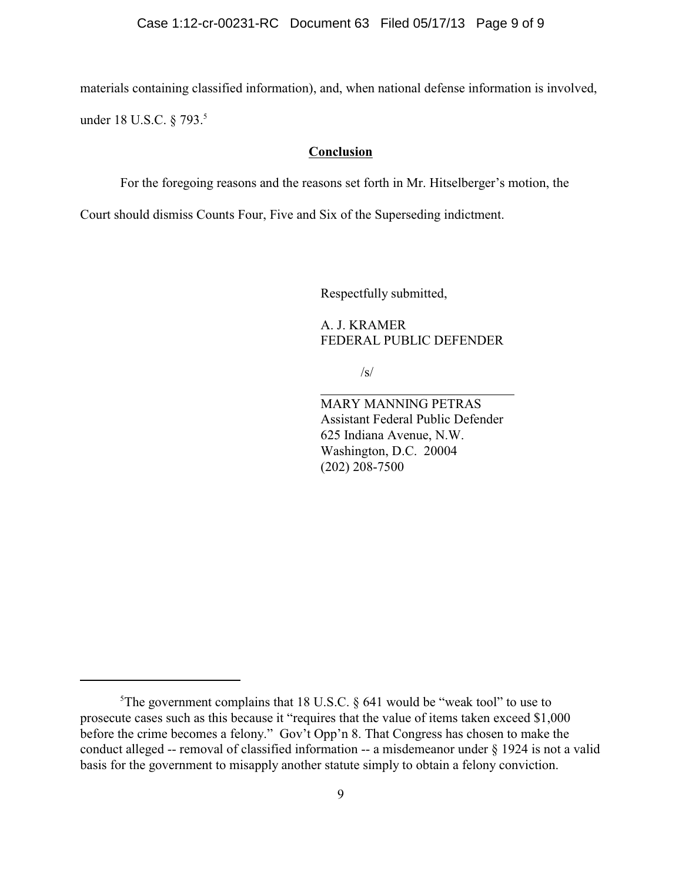materials containing classified information), and, when national defense information is involved, under 18 U.S.C. § 793.[5]

**Conclusion**

For the foregoing reasons and the reasons set forth in Mr. Hitselberger's motion, the Court should dismiss Counts Four, Five and Six of the Superseding indictment.

Respectfully submitted,

A. J. KRAMER
FEDERAL PUBLIC DEFENDER

/s/

MARY MANNING PETRAS
Assistant Federal Public Defender
625 Indiana Avenue, N.W.
Washington, D.C. 20004
(202) 208-7500

---

[5]The government complains that 18 U.S.C. § 641 would be "weak tool" to use to prosecute cases such as this because it "requires that the value of items taken exceed $1,000 before the crime becomes a felony." Gov't Opp'n 8. That Congress has chosen to make the conduct alleged -- removal of classified information -- a misdemeanor under § 1924 is not a valid basis for the government to misapply another statute simply to obtain a felony conviction.